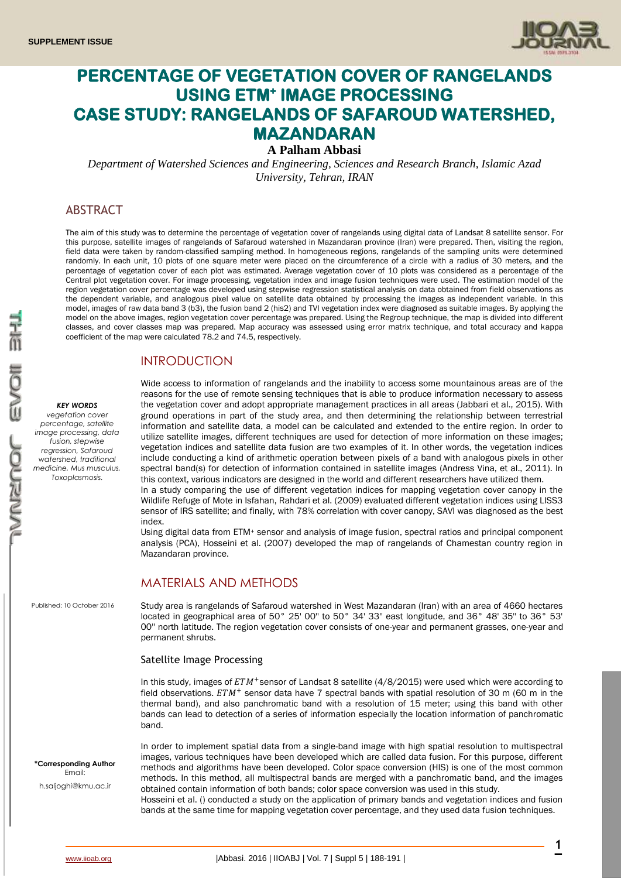# PERCENTAGE OF VEGETATION COVER OF RANGELANDS USING ETM+ IMAGE PROCESSING CASE STUDY: RANGELANDS OF SAFAROUD WATERSHED, MAZANDARAN

**A Palham Abbasi**

*Department of Watershed Sciences and Engineering, Sciences and Research Branch, Islamic Azad University, Tehran, IRAN*

## ABSTRACT

The aim of this study was to determine the percentage of vegetation cover of rangelands using digital data of Landsat 8 satellite sensor. For this purpose, satellite images of rangelands of Safaroud watershed in Mazandaran province (Iran) were prepared. Then, visiting the region, field data were taken by random-classified sampling method. In homogeneous regions, rangelands of the sampling units were determined randomly. In each unit, 10 plots of one square meter were placed on the circumference of a circle with a radius of 30 meters, and the percentage of vegetation cover of each plot was estimated. Average vegetation cover of 10 plots was considered as a percentage of the Central plot vegetation cover. For image processing, vegetation index and image fusion techniques were used. The estimation model of the region vegetation cover percentage was developed using stepwise regression statistical analysis on data obtained from field observations as the dependent variable, and analogous pixel value on satellite data obtained by processing the images as independent variable. In this model, images of raw data band 3 (b3), the fusion band 2 (his2) and TVI vegetation index were diagnosed as suitable images. By applying the model on the above images, region vegetation cover percentage was prepared. Using the Regroup technique, the map is divided into different classes, and cover classes map was prepared. Map accuracy was assessed using error matrix technique, and total accuracy and kappa coefficient of the map were calculated 78.2 and 74.5, respectively.

***KEY WORDS***

*vegetation cover percentage, satellite image processing, data fusion, stepwise regression, Safaroud watershed, traditional medicine, Mus musculus, Toxoplasmosis.*

Published: 10 October 2016

**\*Corresponding Author**
Email:
h.saljoghi@kmu.ac.ir

## INTRODUCTION

Wide access to information of rangelands and the inability to access some mountainous areas are of the reasons for the use of remote sensing techniques that is able to produce information necessary to assess the vegetation cover and adopt appropriate management practices in all areas (Jabbari et al., 2015). With ground operations in part of the study area, and then determining the relationship between terrestrial information and satellite data, a model can be calculated and extended to the entire region. In order to utilize satellite images, different techniques are used for detection of more information on these images; vegetation indices and satellite data fusion are two examples of it. In other words, the vegetation indices include conducting a kind of arithmetic operation between pixels of a band with analogous pixels in other spectral band(s) for detection of information contained in satellite images (Andress Vina, et al., 2011). In this context, various indicators are designed in the world and different researchers have utilized them.

In a study comparing the use of different vegetation indices for mapping vegetation cover canopy in the Wildlife Refuge of Mote in Isfahan, Rahdari et al. (2009) evaluated different vegetation indices using LISS3 sensor of IRS satellite; and finally, with 78% correlation with cover canopy, SAVI was diagnosed as the best index.

Using digital data from ETM+ sensor and analysis of image fusion, spectral ratios and principal component analysis (PCA), Hosseini et al. (2007) developed the map of rangelands of Chamestan country region in Mazandaran province.

## MATERIALS AND METHODS

Study area is rangelands of Safaroud watershed in West Mazandaran (Iran) with an area of 4660 hectares located in geographical area of 50° 25' 00'' to 50° 34' 33'' east longitude, and 36° 48' 35'' to 36° 53' 00'' north latitude. The region vegetation cover consists of one-year and permanent grasses, one-year and permanent shrubs.

### Satellite Image Processing

In this study, images of $ETM^{+}$sensor of Landsat 8 satellite (4/8/2015) were used which were according to field observations. $ETM^{+}$ sensor data have 7 spectral bands with spatial resolution of 30 m (60 m in the thermal band), and also panchromatic band with a resolution of 15 meter; using this band with other bands can lead to detection of a series of information especially the location information of panchromatic band.

In order to implement spatial data from a single-band image with high spatial resolution to multispectral images, various techniques have been developed which are called data fusion. For this purpose, different methods and algorithms have been developed. Color space conversion (HIS) is one of the most common methods. In this method, all multispectral bands are merged with a panchromatic band, and the images obtained contain information of both bands; color space conversion was used in this study.

Hosseini et al. () conducted a study on the application of primary bands and vegetation indices and fusion bands at the same time for mapping vegetation cover percentage, and they used data fusion techniques.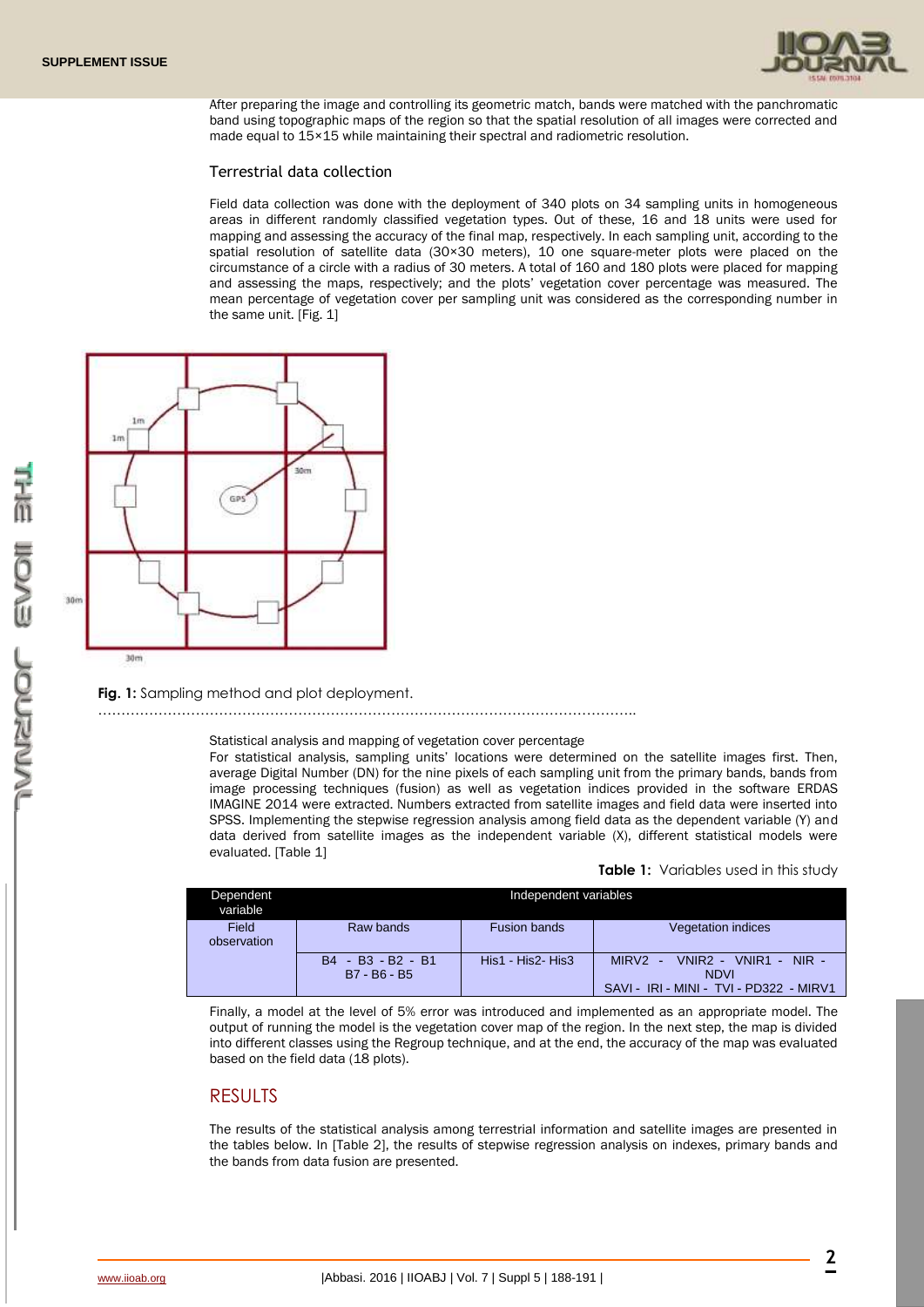After preparing the image and controlling its geometric match, bands were matched with the panchromatic band using topographic maps of the region so that the spatial resolution of all images were corrected and made equal to 15×15 while maintaining their spectral and radiometric resolution.

### Terrestrial data collection

Field data collection was done with the deployment of 340 plots on 34 sampling units in homogeneous areas in different randomly classified vegetation types. Out of these, 16 and 18 units were used for mapping and assessing the accuracy of the final map, respectively. In each sampling unit, according to the spatial resolution of satellite data (30×30 meters), 10 one square-meter plots were placed on the circumstance of a circle with a radius of 30 meters. A total of 160 and 180 plots were placed for mapping and assessing the maps, respectively; and the plots' vegetation cover percentage was measured. The mean percentage of vegetation cover per sampling unit was considered as the corresponding number in the same unit. [Fig. 1]

**Fig. 1:** Sampling method and plot deployment.

### Statistical analysis and mapping of vegetation cover percentage

For statistical analysis, sampling units' locations were determined on the satellite images first. Then, average Digital Number (DN) for the nine pixels of each sampling unit from the primary bands, bands from image processing techniques (fusion) as well as vegetation indices provided in the software ERDAS IMAGINE 2014 were extracted. Numbers extracted from satellite images and field data were inserted into SPSS. Implementing the stepwise regression analysis among field data as the dependent variable (Y) and data derived from satellite images as the independent variable (X), different statistical models were evaluated. [Table 1]

**Table 1:** Variables used in this study

| Dependent variable | Independent variables | | |
|---|---|---|---|
| Field observation | Raw bands | Fusion bands | Vegetation indices |
| | B4 - B3 - B2 - B1 B7 - B6 - B5 | His1 - His2- His3 | MIRV2 - VNIR2 - VNIR1 - NIR - NDVI SAVI - IRI - MINI - TVI - PD322 - MIRV1 |

Finally, a model at the level of 5% error was introduced and implemented as an appropriate model. The output of running the model is the vegetation cover map of the region. In the next step, the map is divided into different classes using the Regroup technique, and at the end, the accuracy of the map was evaluated based on the field data (18 plots).

## RESULTS

The results of the statistical analysis among terrestrial information and satellite images are presented in the tables below. In [Table 2], the results of stepwise regression analysis on indexes, primary bands and the bands from data fusion are presented.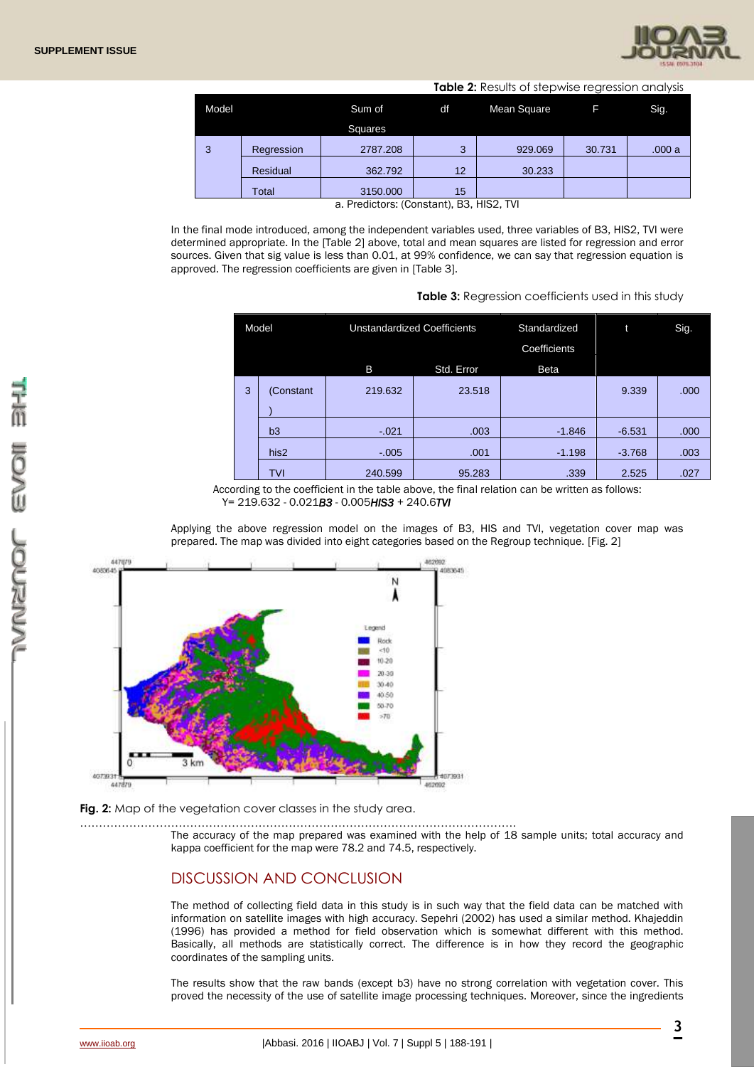**Table 2:** Results of stepwise regression analysis

| Model | | Sum of Squares | df | Mean Square | F | Sig. |
|---|---|---|---|---|---|---|
| 3 | Regression | 2787.208 | 3 | 929.069 | 30.731 | .000 a |
| | Residual | 362.792 | 12 | 30.233 | | |
| | Total | 3150.000 | 15 | | | |

a. Predictors: (Constant), B3, HIS2, TVI

In the final mode introduced, among the independent variables used, three variables of B3, HIS2, TVI were determined appropriate. In the [Table 2] above, total and mean squares are listed for regression and error sources. Given that sig value is less than 0.01, at 99% confidence, we can say that regression equation is approved. The regression coefficients are given in [Table 3].

**Table 3:** Regression coefficients used in this study

| Model | | Unstandardized Coefficients | | Standardized Coefficients | t | Sig. |
|---|---|---|---|---|---|---|
| | | B | Std. Error | Beta | | |
| 3 | (Constant) | 219.632 | 23.518 | | 9.339 | .000 |
| | b3 | -.021 | .003 | -1.846 | -6.531 | .000 |
| | his2 | -.005 | .001 | -1.198 | -3.768 | .003 |
| | TVI | 240.599 | 95.283 | .339 | 2.525 | .027 |

According to the coefficient in the table above, the final relation can be written as follows:

$$Y = 219.632 - 0.021\mathit{B3} - 0.005\mathit{HIS3} + 240.6\mathit{TVI}$$

Applying the above regression model on the images of B3, HIS and TVI, vegetation cover map was prepared. The map was divided into eight categories based on the Regroup technique. [Fig. 2]

**Fig. 2:** Map of the vegetation cover classes in the study area.

The accuracy of the map prepared was examined with the help of 18 sample units; total accuracy and kappa coefficient for the map were 78.2 and 74.5, respectively.

## DISCUSSION AND CONCLUSION

The method of collecting field data in this study is in such way that the field data can be matched with information on satellite images with high accuracy. Sepehri (2002) has used a similar method. Khajeddin (1996) has provided a method for field observation which is somewhat different with this method. Basically, all methods are statistically correct. The difference is in how they record the geographic coordinates of the sampling units.

The results show that the raw bands (except b3) have no strong correlation with vegetation cover. This proved the necessity of the use of satellite image processing techniques. Moreover, since the ingredients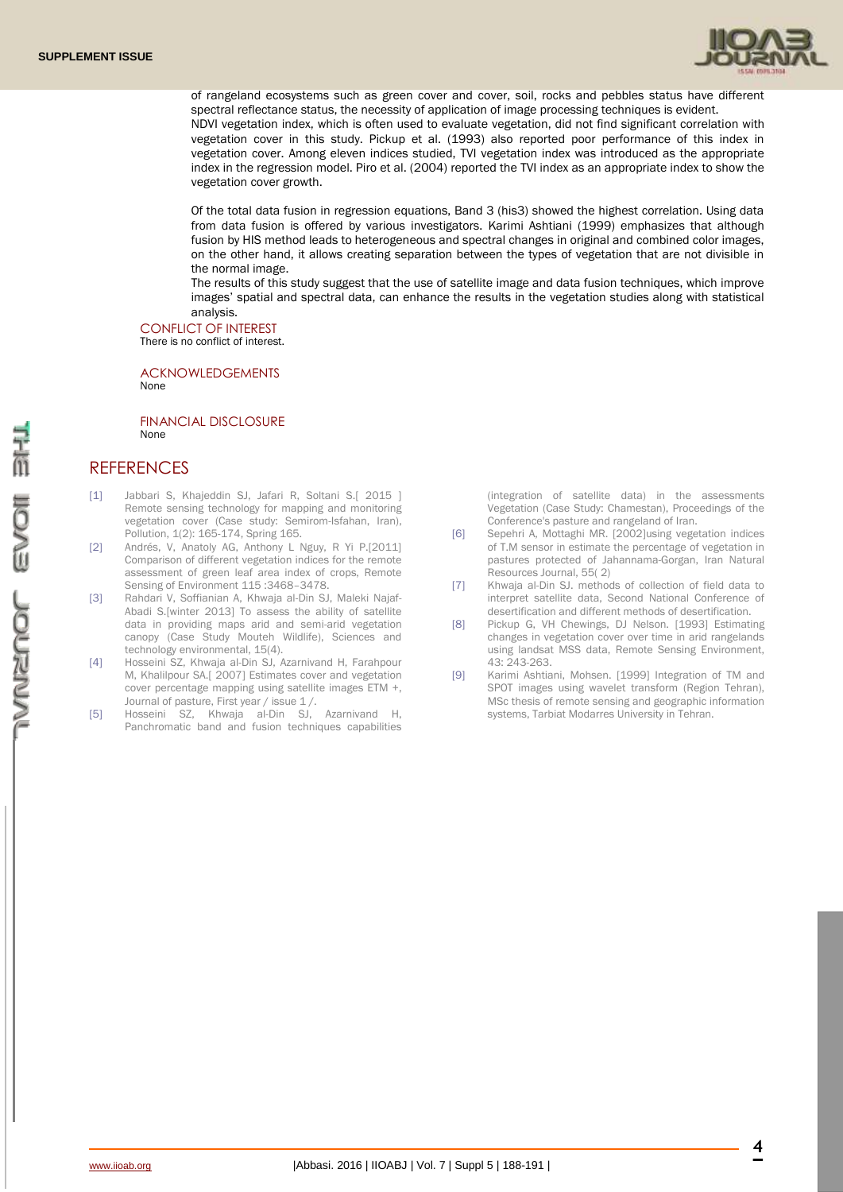of rangeland ecosystems such as green cover and cover, soil, rocks and pebbles status have different spectral reflectance status, the necessity of application of image processing techniques is evident.

NDVI vegetation index, which is often used to evaluate vegetation, did not find significant correlation with vegetation cover in this study. Pickup et al. (1993) also reported poor performance of this index in vegetation cover. Among eleven indices studied, TVI vegetation index was introduced as the appropriate index in the regression model. Piro et al. (2004) reported the TVI index as an appropriate index to show the vegetation cover growth.

Of the total data fusion in regression equations, Band 3 (his3) showed the highest correlation. Using data from data fusion is offered by various investigators. Karimi Ashtiani (1999) emphasizes that although fusion by HIS method leads to heterogeneous and spectral changes in original and combined color images, on the other hand, it allows creating separation between the types of vegetation that are not divisible in the normal image.

The results of this study suggest that the use of satellite image and data fusion techniques, which improve images' spatial and spectral data, can enhance the results in the vegetation studies along with statistical analysis.

## CONFLICT OF INTEREST

There is no conflict of interest.

## ACKNOWLEDGEMENTS

None

## FINANCIAL DISCLOSURE

None

## REFERENCES

[1] Jabbari S, Khajeddin SJ, Jafari R, Soltani S.[ 2015 ] Remote sensing technology for mapping and monitoring vegetation cover (Case study: Semirom-Isfahan, Iran), Pollution, 1(2): 165-174, Spring 165.

[2] Andrés, V, Anatoly AG, Anthony L Nguy, R Yi P.[2011] Comparison of different vegetation indices for the remote assessment of green leaf area index of crops, Remote Sensing of Environment 115 :3468–3478.

[3] Rahdari V, Soffianian A, Khwaja al-Din SJ, Maleki Najaf-Abadi S.[winter 2013] To assess the ability of satellite data in providing maps arid and semi-arid vegetation canopy (Case Study Mouteh Wildlife), Sciences and technology environmental, 15(4).

[4] Hosseini SZ, Khwaja al-Din SJ, Azarnivand H, Farahpour M, Khalilpour SA.[ 2007] Estimates cover and vegetation cover percentage mapping using satellite images ETM +, Journal of pasture, First year / issue 1 /.

[5] Hosseini SZ, Khwaja al-Din SJ, Azarnivand H, Panchromatic band and fusion techniques capabilities (integration of satellite data) in the assessments Vegetation (Case Study: Chamestan), Proceedings of the Conference's pasture and rangeland of Iran.

[6] Sepehri A, Mottaghi MR. [2002]using vegetation indices of T.M sensor in estimate the percentage of vegetation in pastures protected of Jahannama-Gorgan, Iran Natural Resources Journal, 55( 2)

[7] Khwaja al-Din SJ. methods of collection of field data to interpret satellite data, Second National Conference of desertification and different methods of desertification.

[8] Pickup G, VH Chewings, DJ Nelson. [1993] Estimating changes in vegetation cover over time in arid rangelands using landsat MSS data, Remote Sensing Environment, 43: 243-263.

[9] Karimi Ashtiani, Mohsen. [1999] Integration of TM and SPOT images using wavelet transform (Region Tehran), MSc thesis of remote sensing and geographic information systems, Tarbiat Modarres University in Tehran.